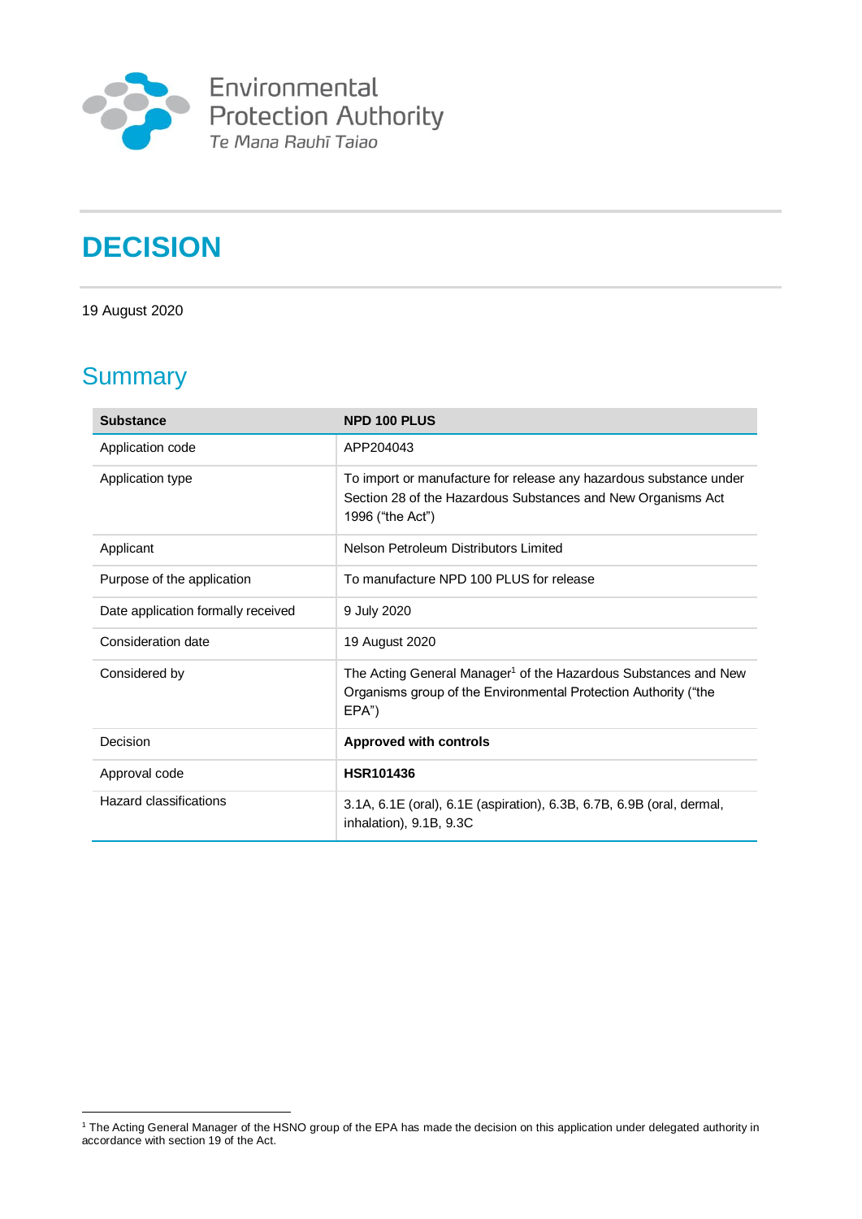Environmental Protection Authority
Te Mana Rauhī Taiao

# DECISION

19 August 2020

## Summary

| Substance | NPD 100 PLUS |
|---|---|
| Application code | APP204043 |
| Application type | To import or manufacture for release any hazardous substance under Section 28 of the Hazardous Substances and New Organisms Act 1996 ("the Act") |
| Applicant | Nelson Petroleum Distributors Limited |
| Purpose of the application | To manufacture NPD 100 PLUS for release |
| Date application formally received | 9 July 2020 |
| Consideration date | 19 August 2020 |
| Considered by | The Acting General Manager[1] of the Hazardous Substances and New Organisms group of the Environmental Protection Authority ("the EPA") |
| Decision | **Approved with controls** |
| Approval code | **HSR101436** |
| Hazard classifications | 3.1A, 6.1E (oral), 6.1E (aspiration), 6.3B, 6.7B, 6.9B (oral, dermal, inhalation), 9.1B, 9.3C |

[1] The Acting General Manager of the HSNO group of the EPA has made the decision on this application under delegated authority in accordance with section 19 of the Act.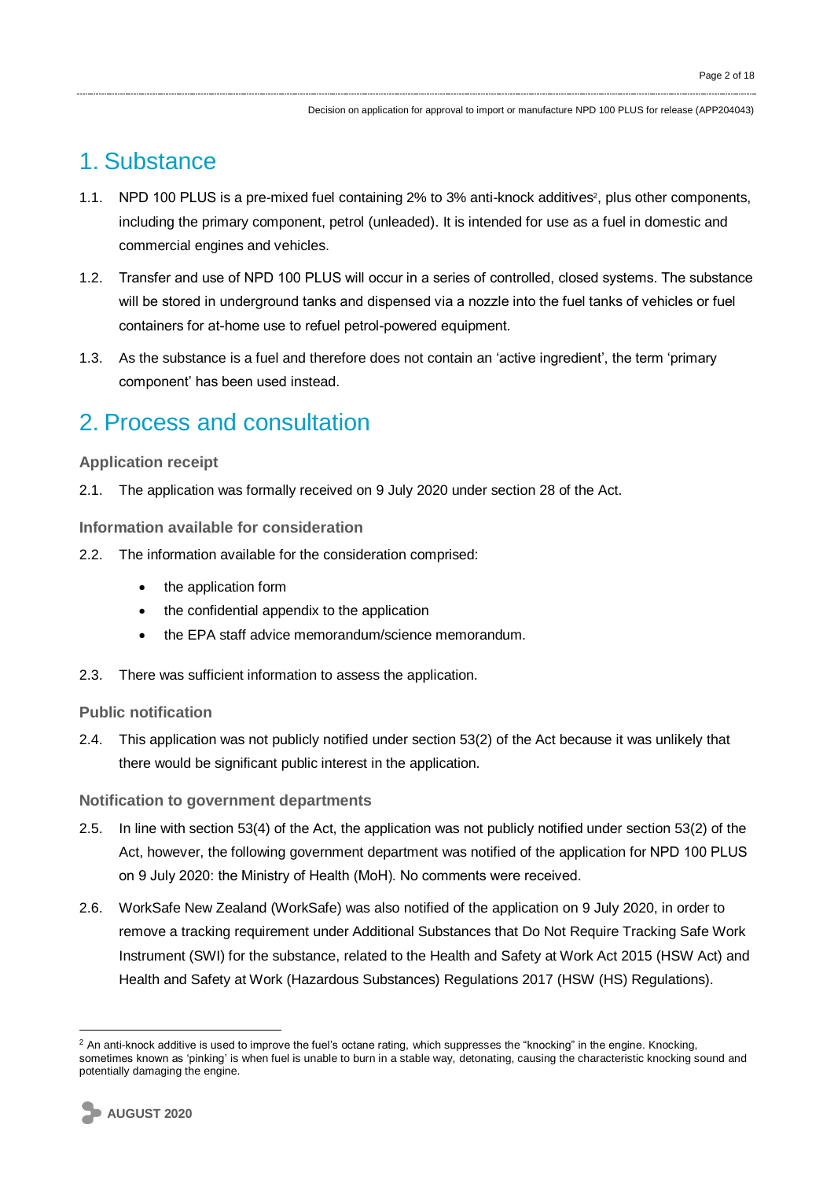# 1. Substance

1.1. NPD 100 PLUS is a pre-mixed fuel containing 2% to 3% anti-knock additives[2], plus other components, including the primary component, petrol (unleaded). It is intended for use as a fuel in domestic and commercial engines and vehicles.

1.2. Transfer and use of NPD 100 PLUS will occur in a series of controlled, closed systems. The substance will be stored in underground tanks and dispensed via a nozzle into the fuel tanks of vehicles or fuel containers for at-home use to refuel petrol-powered equipment.

1.3. As the substance is a fuel and therefore does not contain an 'active ingredient', the term 'primary component' has been used instead.

# 2. Process and consultation

### Application receipt

2.1. The application was formally received on 9 July 2020 under section 28 of the Act.

### Information available for consideration

2.2. The information available for the consideration comprised:

- the application form
- the confidential appendix to the application
- the EPA staff advice memorandum/science memorandum.

2.3. There was sufficient information to assess the application.

### Public notification

2.4. This application was not publicly notified under section 53(2) of the Act because it was unlikely that there would be significant public interest in the application.

### Notification to government departments

2.5. In line with section 53(4) of the Act, the application was not publicly notified under section 53(2) of the Act, however, the following government department was notified of the application for NPD 100 PLUS on 9 July 2020: the Ministry of Health (MoH). No comments were received.

2.6. WorkSafe New Zealand (WorkSafe) was also notified of the application on 9 July 2020, in order to remove a tracking requirement under Additional Substances that Do Not Require Tracking Safe Work Instrument (SWI) for the substance, related to the Health and Safety at Work Act 2015 (HSW Act) and Health and Safety at Work (Hazardous Substances) Regulations 2017 (HSW (HS) Regulations).

---

[2] An anti-knock additive is used to improve the fuel's octane rating, which suppresses the "knocking" in the engine. Knocking, sometimes known as 'pinking' is when fuel is unable to burn in a stable way, detonating, causing the characteristic knocking sound and potentially damaging the engine.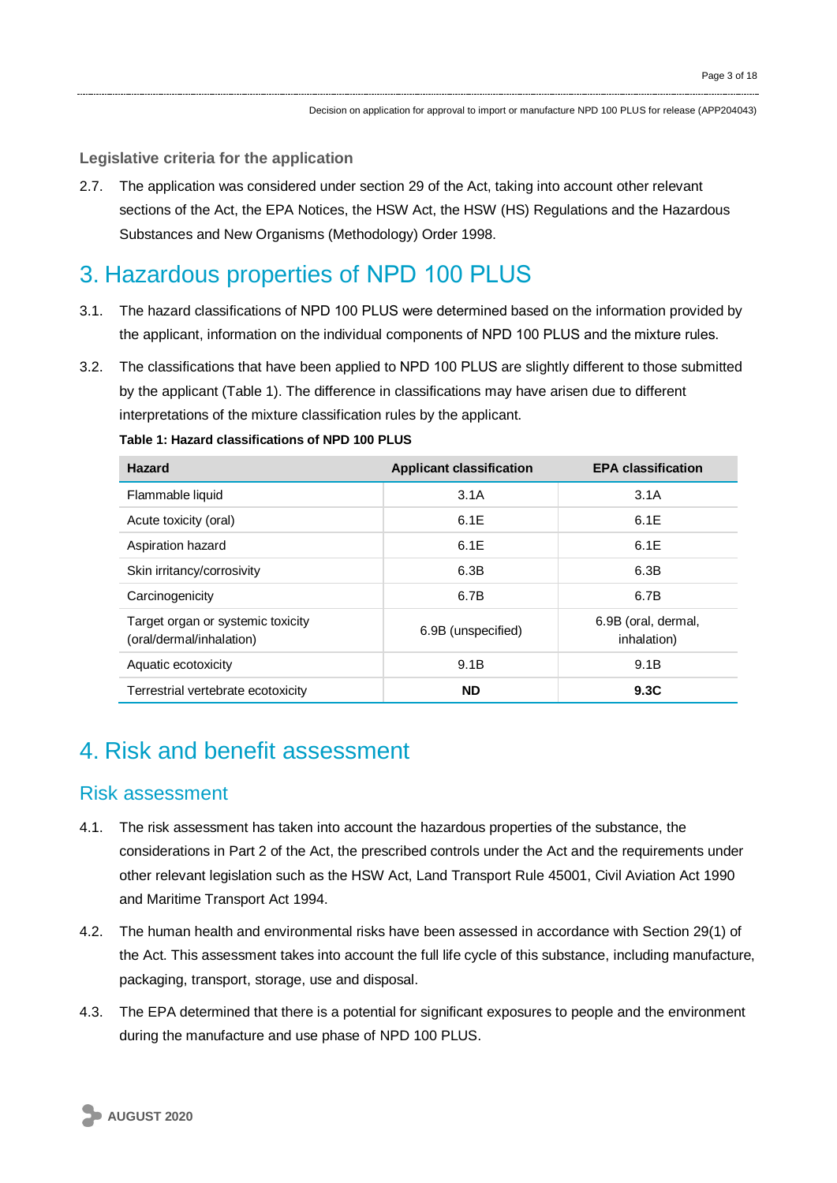### Legislative criteria for the application

2.7. The application was considered under section 29 of the Act, taking into account other relevant sections of the Act, the EPA Notices, the HSW Act, the HSW (HS) Regulations and the Hazardous Substances and New Organisms (Methodology) Order 1998.

# 3. Hazardous properties of NPD 100 PLUS

3.1. The hazard classifications of NPD 100 PLUS were determined based on the information provided by the applicant, information on the individual components of NPD 100 PLUS and the mixture rules.

3.2. The classifications that have been applied to NPD 100 PLUS are slightly different to those submitted by the applicant (Table 1). The difference in classifications may have arisen due to different interpretations of the mixture classification rules by the applicant.

**Table 1: Hazard classifications of NPD 100 PLUS**

| Hazard | Applicant classification | EPA classification |
|---|---|---|
| Flammable liquid | 3.1A | 3.1A |
| Acute toxicity (oral) | 6.1E | 6.1E |
| Aspiration hazard | 6.1E | 6.1E |
| Skin irritancy/corrosivity | 6.3B | 6.3B |
| Carcinogenicity | 6.7B | 6.7B |
| Target organ or systemic toxicity (oral/dermal/inhalation) | 6.9B (unspecified) | 6.9B (oral, dermal, inhalation) |
| Aquatic ecotoxicity | 9.1B | 9.1B |
| Terrestrial vertebrate ecotoxicity | **ND** | **9.3C** |

# 4. Risk and benefit assessment

## Risk assessment

4.1. The risk assessment has taken into account the hazardous properties of the substance, the considerations in Part 2 of the Act, the prescribed controls under the Act and the requirements under other relevant legislation such as the HSW Act, Land Transport Rule 45001, Civil Aviation Act 1990 and Maritime Transport Act 1994.

4.2. The human health and environmental risks have been assessed in accordance with Section 29(1) of the Act. This assessment takes into account the full life cycle of this substance, including manufacture, packaging, transport, storage, use and disposal.

4.3. The EPA determined that there is a potential for significant exposures to people and the environment during the manufacture and use phase of NPD 100 PLUS.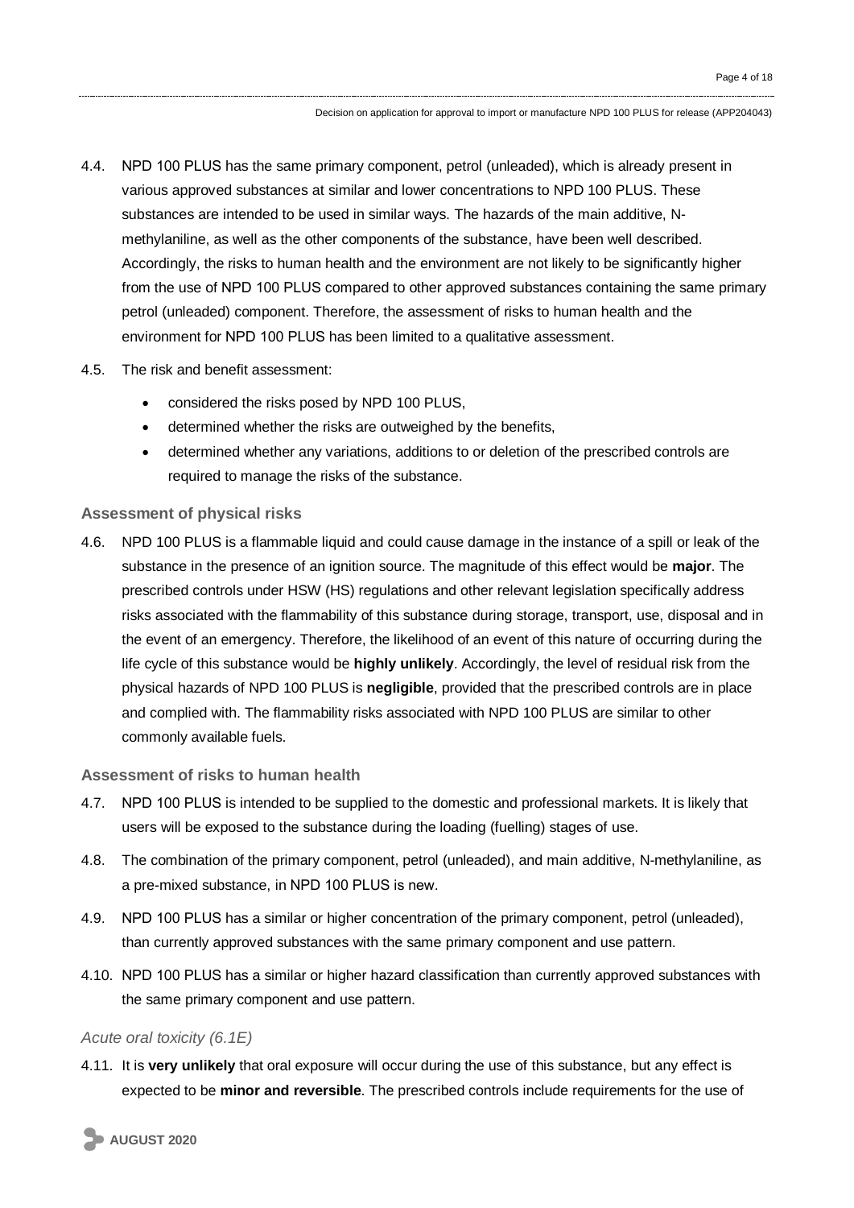4.4. NPD 100 PLUS has the same primary component, petrol (unleaded), which is already present in various approved substances at similar and lower concentrations to NPD 100 PLUS. These substances are intended to be used in similar ways. The hazards of the main additive, N-methylaniline, as well as the other components of the substance, have been well described. Accordingly, the risks to human health and the environment are not likely to be significantly higher from the use of NPD 100 PLUS compared to other approved substances containing the same primary petrol (unleaded) component. Therefore, the assessment of risks to human health and the environment for NPD 100 PLUS has been limited to a qualitative assessment.

4.5. The risk and benefit assessment:

- considered the risks posed by NPD 100 PLUS,
- determined whether the risks are outweighed by the benefits,
- determined whether any variations, additions to or deletion of the prescribed controls are required to manage the risks of the substance.

### Assessment of physical risks

4.6. NPD 100 PLUS is a flammable liquid and could cause damage in the instance of a spill or leak of the substance in the presence of an ignition source. The magnitude of this effect would be **major**. The prescribed controls under HSW (HS) regulations and other relevant legislation specifically address risks associated with the flammability of this substance during storage, transport, use, disposal and in the event of an emergency. Therefore, the likelihood of an event of this nature of occurring during the life cycle of this substance would be **highly unlikely**. Accordingly, the level of residual risk from the physical hazards of NPD 100 PLUS is **negligible**, provided that the prescribed controls are in place and complied with. The flammability risks associated with NPD 100 PLUS are similar to other commonly available fuels.

### Assessment of risks to human health

4.7. NPD 100 PLUS is intended to be supplied to the domestic and professional markets. It is likely that users will be exposed to the substance during the loading (fuelling) stages of use.

4.8. The combination of the primary component, petrol (unleaded), and main additive, N-methylaniline, as a pre-mixed substance, in NPD 100 PLUS is new.

4.9. NPD 100 PLUS has a similar or higher concentration of the primary component, petrol (unleaded), than currently approved substances with the same primary component and use pattern.

4.10. NPD 100 PLUS has a similar or higher hazard classification than currently approved substances with the same primary component and use pattern.

#### *Acute oral toxicity (6.1E)*

4.11. It is **very unlikely** that oral exposure will occur during the use of this substance, but any effect is expected to be **minor and reversible**. The prescribed controls include requirements for the use of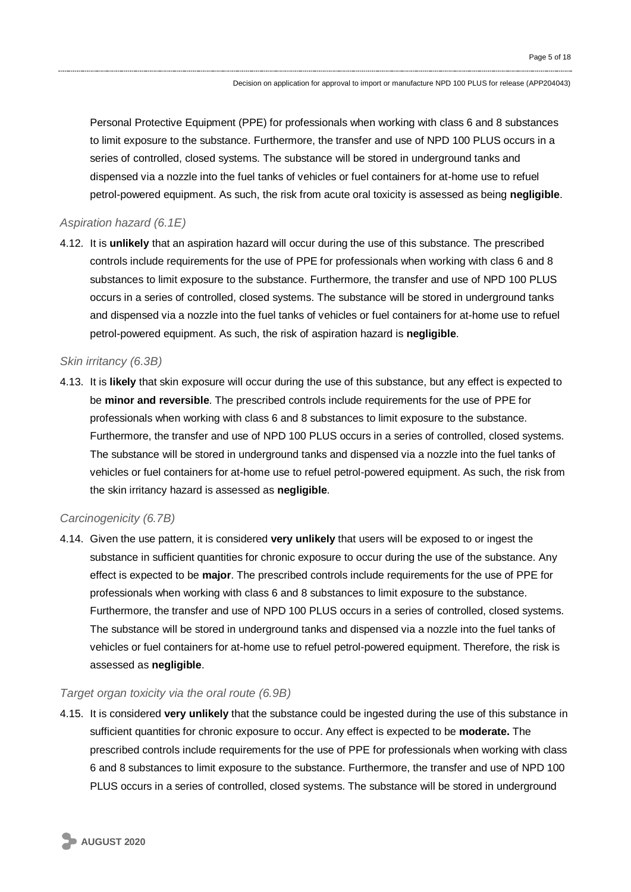Personal Protective Equipment (PPE) for professionals when working with class 6 and 8 substances to limit exposure to the substance. Furthermore, the transfer and use of NPD 100 PLUS occurs in a series of controlled, closed systems. The substance will be stored in underground tanks and dispensed via a nozzle into the fuel tanks of vehicles or fuel containers for at-home use to refuel petrol-powered equipment. As such, the risk from acute oral toxicity is assessed as being **negligible**.

*Aspiration hazard (6.1E)*

4.12. It is **unlikely** that an aspiration hazard will occur during the use of this substance. The prescribed controls include requirements for the use of PPE for professionals when working with class 6 and 8 substances to limit exposure to the substance. Furthermore, the transfer and use of NPD 100 PLUS occurs in a series of controlled, closed systems. The substance will be stored in underground tanks and dispensed via a nozzle into the fuel tanks of vehicles or fuel containers for at-home use to refuel petrol-powered equipment. As such, the risk of aspiration hazard is **negligible**.

*Skin irritancy (6.3B)*

4.13. It is **likely** that skin exposure will occur during the use of this substance, but any effect is expected to be **minor and reversible**. The prescribed controls include requirements for the use of PPE for professionals when working with class 6 and 8 substances to limit exposure to the substance. Furthermore, the transfer and use of NPD 100 PLUS occurs in a series of controlled, closed systems. The substance will be stored in underground tanks and dispensed via a nozzle into the fuel tanks of vehicles or fuel containers for at-home use to refuel petrol-powered equipment. As such, the risk from the skin irritancy hazard is assessed as **negligible**.

*Carcinogenicity (6.7B)*

4.14. Given the use pattern, it is considered **very unlikely** that users will be exposed to or ingest the substance in sufficient quantities for chronic exposure to occur during the use of the substance. Any effect is expected to be **major**. The prescribed controls include requirements for the use of PPE for professionals when working with class 6 and 8 substances to limit exposure to the substance. Furthermore, the transfer and use of NPD 100 PLUS occurs in a series of controlled, closed systems. The substance will be stored in underground tanks and dispensed via a nozzle into the fuel tanks of vehicles or fuel containers for at-home use to refuel petrol-powered equipment. Therefore, the risk is assessed as **negligible**.

*Target organ toxicity via the oral route (6.9B)*

4.15. It is considered **very unlikely** that the substance could be ingested during the use of this substance in sufficient quantities for chronic exposure to occur. Any effect is expected to be **moderate.** The prescribed controls include requirements for the use of PPE for professionals when working with class 6 and 8 substances to limit exposure to the substance. Furthermore, the transfer and use of NPD 100 PLUS occurs in a series of controlled, closed systems. The substance will be stored in underground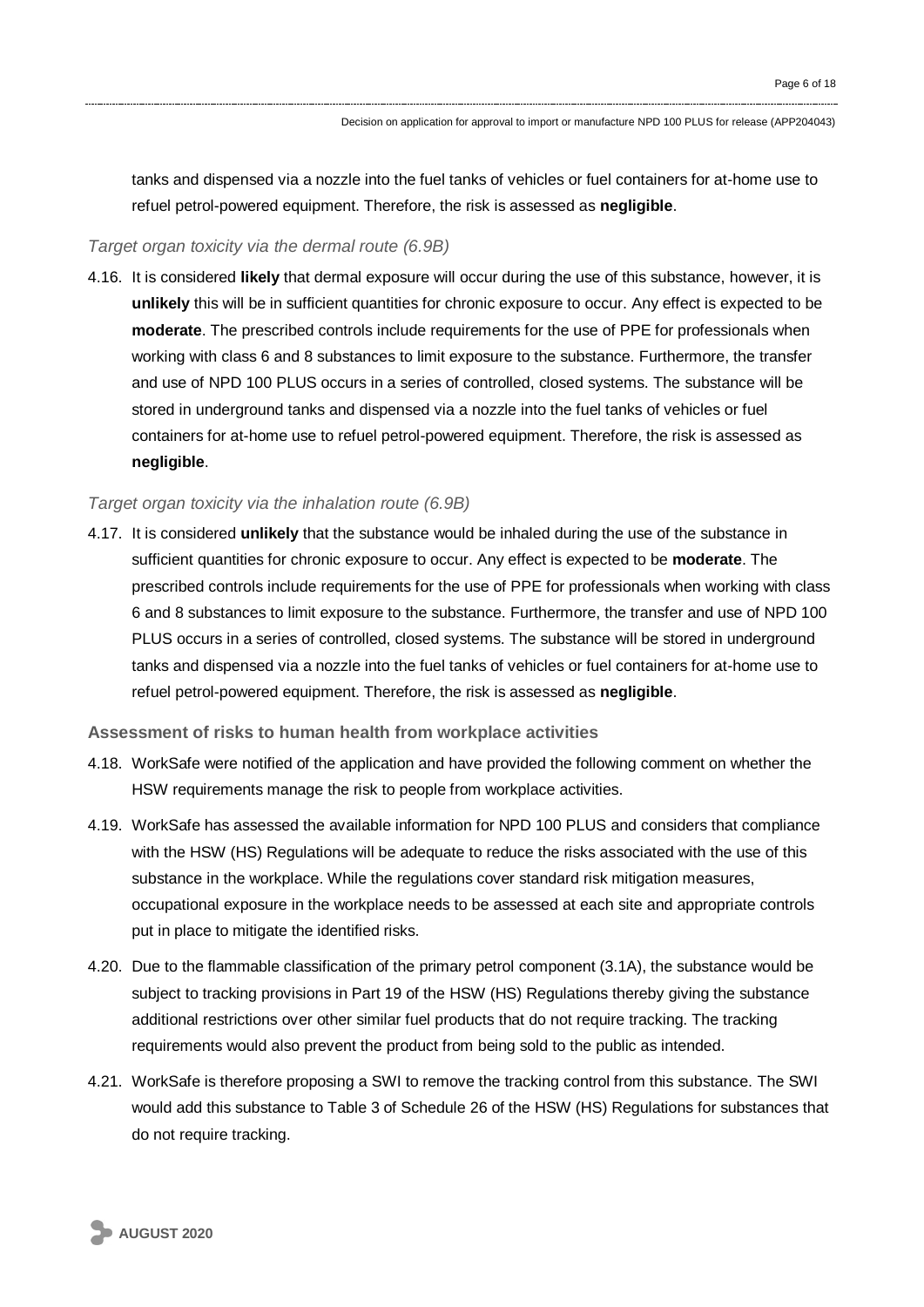tanks and dispensed via a nozzle into the fuel tanks of vehicles or fuel containers for at-home use to refuel petrol-powered equipment. Therefore, the risk is assessed as **negligible**.

*Target organ toxicity via the dermal route (6.9B)*

4.16. It is considered **likely** that dermal exposure will occur during the use of this substance, however, it is **unlikely** this will be in sufficient quantities for chronic exposure to occur. Any effect is expected to be **moderate**. The prescribed controls include requirements for the use of PPE for professionals when working with class 6 and 8 substances to limit exposure to the substance. Furthermore, the transfer and use of NPD 100 PLUS occurs in a series of controlled, closed systems. The substance will be stored in underground tanks and dispensed via a nozzle into the fuel tanks of vehicles or fuel containers for at-home use to refuel petrol-powered equipment. Therefore, the risk is assessed as **negligible**.

*Target organ toxicity via the inhalation route (6.9B)*

4.17. It is considered **unlikely** that the substance would be inhaled during the use of the substance in sufficient quantities for chronic exposure to occur. Any effect is expected to be **moderate**. The prescribed controls include requirements for the use of PPE for professionals when working with class 6 and 8 substances to limit exposure to the substance. Furthermore, the transfer and use of NPD 100 PLUS occurs in a series of controlled, closed systems. The substance will be stored in underground tanks and dispensed via a nozzle into the fuel tanks of vehicles or fuel containers for at-home use to refuel petrol-powered equipment. Therefore, the risk is assessed as **negligible**.

**Assessment of risks to human health from workplace activities**

4.18. WorkSafe were notified of the application and have provided the following comment on whether the HSW requirements manage the risk to people from workplace activities.

4.19. WorkSafe has assessed the available information for NPD 100 PLUS and considers that compliance with the HSW (HS) Regulations will be adequate to reduce the risks associated with the use of this substance in the workplace. While the regulations cover standard risk mitigation measures, occupational exposure in the workplace needs to be assessed at each site and appropriate controls put in place to mitigate the identified risks.

4.20. Due to the flammable classification of the primary petrol component (3.1A), the substance would be subject to tracking provisions in Part 19 of the HSW (HS) Regulations thereby giving the substance additional restrictions over other similar fuel products that do not require tracking. The tracking requirements would also prevent the product from being sold to the public as intended.

4.21. WorkSafe is therefore proposing a SWI to remove the tracking control from this substance. The SWI would add this substance to Table 3 of Schedule 26 of the HSW (HS) Regulations for substances that do not require tracking.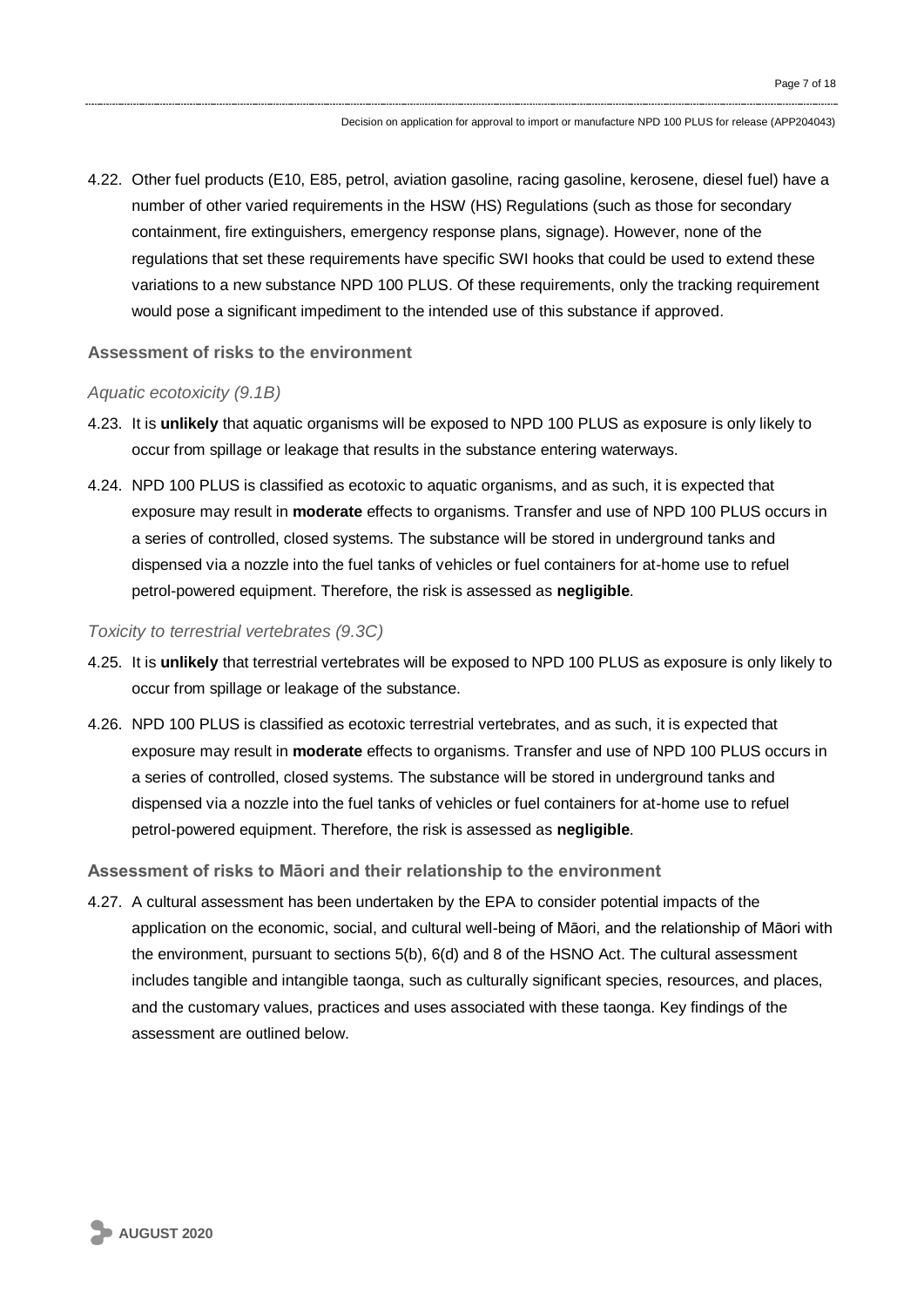4.22. Other fuel products (E10, E85, petrol, aviation gasoline, racing gasoline, kerosene, diesel fuel) have a number of other varied requirements in the HSW (HS) Regulations (such as those for secondary containment, fire extinguishers, emergency response plans, signage). However, none of the regulations that set these requirements have specific SWI hooks that could be used to extend these variations to a new substance NPD 100 PLUS. Of these requirements, only the tracking requirement would pose a significant impediment to the intended use of this substance if approved.

### Assessment of risks to the environment

#### *Aquatic ecotoxicity (9.1B)*

4.23. It is **unlikely** that aquatic organisms will be exposed to NPD 100 PLUS as exposure is only likely to occur from spillage or leakage that results in the substance entering waterways.

4.24. NPD 100 PLUS is classified as ecotoxic to aquatic organisms, and as such, it is expected that exposure may result in **moderate** effects to organisms. Transfer and use of NPD 100 PLUS occurs in a series of controlled, closed systems. The substance will be stored in underground tanks and dispensed via a nozzle into the fuel tanks of vehicles or fuel containers for at-home use to refuel petrol-powered equipment. Therefore, the risk is assessed as **negligible**.

#### *Toxicity to terrestrial vertebrates (9.3C)*

4.25. It is **unlikely** that terrestrial vertebrates will be exposed to NPD 100 PLUS as exposure is only likely to occur from spillage or leakage of the substance.

4.26. NPD 100 PLUS is classified as ecotoxic terrestrial vertebrates, and as such, it is expected that exposure may result in **moderate** effects to organisms. Transfer and use of NPD 100 PLUS occurs in a series of controlled, closed systems. The substance will be stored in underground tanks and dispensed via a nozzle into the fuel tanks of vehicles or fuel containers for at-home use to refuel petrol-powered equipment. Therefore, the risk is assessed as **negligible**.

### Assessment of risks to Māori and their relationship to the environment

4.27. A cultural assessment has been undertaken by the EPA to consider potential impacts of the application on the economic, social, and cultural well-being of Māori, and the relationship of Māori with the environment, pursuant to sections 5(b), 6(d) and 8 of the HSNO Act. The cultural assessment includes tangible and intangible taonga, such as culturally significant species, resources, and places, and the customary values, practices and uses associated with these taonga. Key findings of the assessment are outlined below.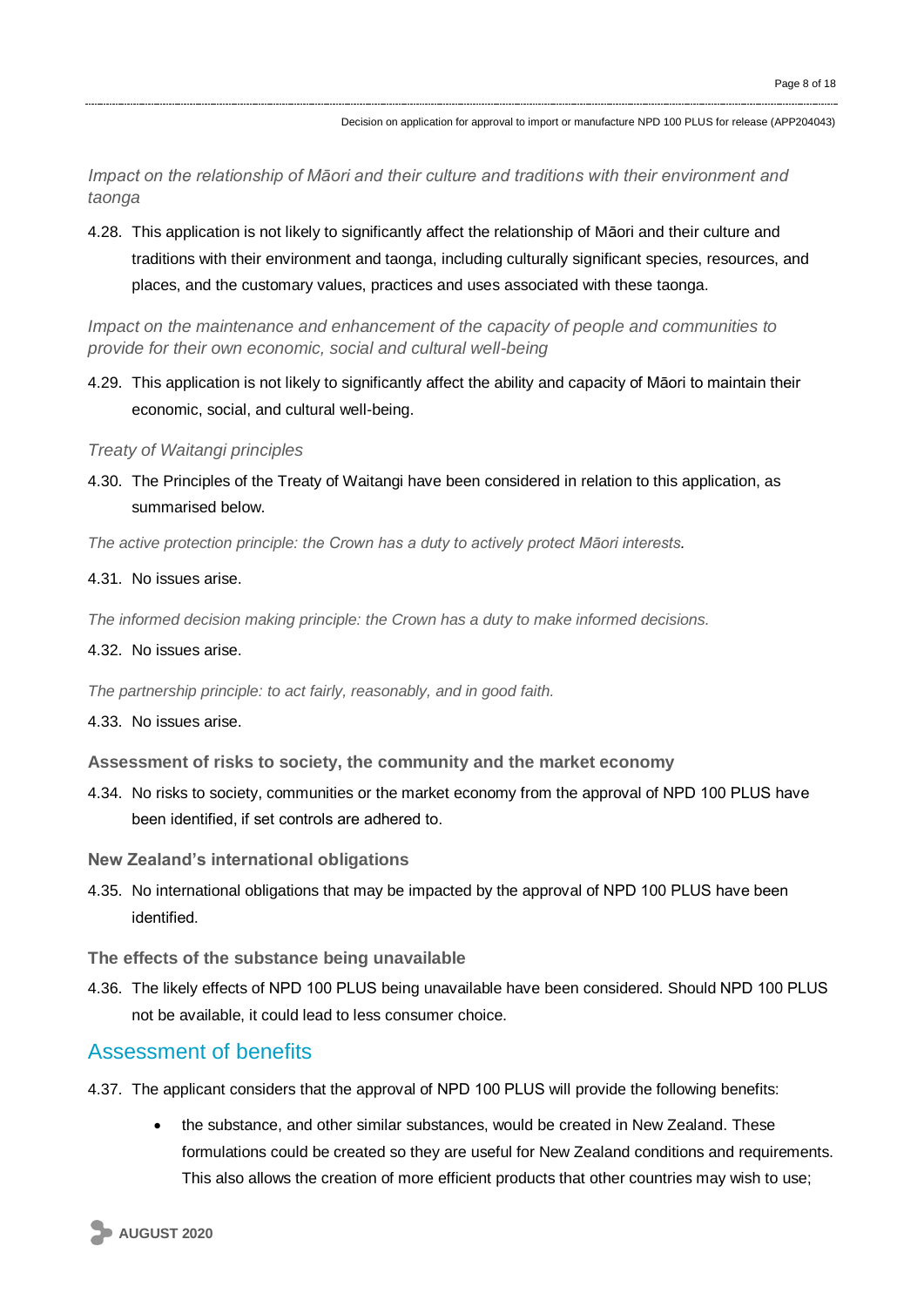*Impact on the relationship of Māori and their culture and traditions with their environment and taonga*

4.28. This application is not likely to significantly affect the relationship of Māori and their culture and traditions with their environment and taonga, including culturally significant species, resources, and places, and the customary values, practices and uses associated with these taonga.

*Impact on the maintenance and enhancement of the capacity of people and communities to provide for their own economic, social and cultural well-being*

4.29. This application is not likely to significantly affect the ability and capacity of Māori to maintain their economic, social, and cultural well-being.

*Treaty of Waitangi principles*

4.30. The Principles of the Treaty of Waitangi have been considered in relation to this application, as summarised below.

*The active protection principle: the Crown has a duty to actively protect Māori interests.*

4.31. No issues arise.

*The informed decision making principle: the Crown has a duty to make informed decisions.*

4.32. No issues arise.

*The partnership principle: to act fairly, reasonably, and in good faith.*

4.33. No issues arise.

### Assessment of risks to society, the community and the market economy

4.34. No risks to society, communities or the market economy from the approval of NPD 100 PLUS have been identified, if set controls are adhered to.

### New Zealand's international obligations

4.35. No international obligations that may be impacted by the approval of NPD 100 PLUS have been identified.

### The effects of the substance being unavailable

4.36. The likely effects of NPD 100 PLUS being unavailable have been considered. Should NPD 100 PLUS not be available, it could lead to less consumer choice.

## Assessment of benefits

4.37. The applicant considers that the approval of NPD 100 PLUS will provide the following benefits:

- the substance, and other similar substances, would be created in New Zealand. These formulations could be created so they are useful for New Zealand conditions and requirements. This also allows the creation of more efficient products that other countries may wish to use;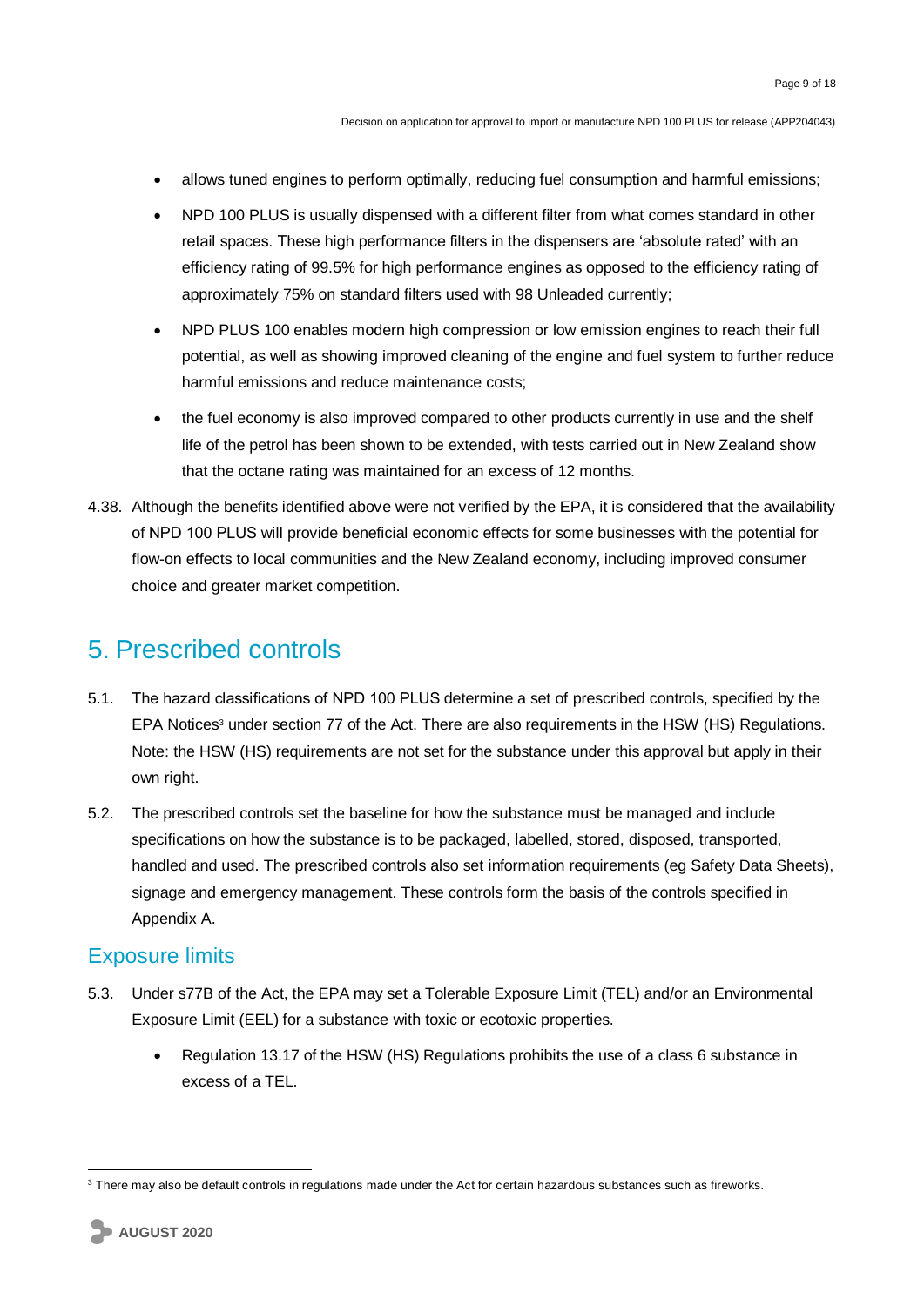- allows tuned engines to perform optimally, reducing fuel consumption and harmful emissions;
- NPD 100 PLUS is usually dispensed with a different filter from what comes standard in other retail spaces. These high performance filters in the dispensers are 'absolute rated' with an efficiency rating of 99.5% for high performance engines as opposed to the efficiency rating of approximately 75% on standard filters used with 98 Unleaded currently;
- NPD PLUS 100 enables modern high compression or low emission engines to reach their full potential, as well as showing improved cleaning of the engine and fuel system to further reduce harmful emissions and reduce maintenance costs;
- the fuel economy is also improved compared to other products currently in use and the shelf life of the petrol has been shown to be extended, with tests carried out in New Zealand show that the octane rating was maintained for an excess of 12 months.

4.38. Although the benefits identified above were not verified by the EPA, it is considered that the availability of NPD 100 PLUS will provide beneficial economic effects for some businesses with the potential for flow-on effects to local communities and the New Zealand economy, including improved consumer choice and greater market competition.

# 5. Prescribed controls

5.1. The hazard classifications of NPD 100 PLUS determine a set of prescribed controls, specified by the EPA Notices[3] under section 77 of the Act. There are also requirements in the HSW (HS) Regulations. Note: the HSW (HS) requirements are not set for the substance under this approval but apply in their own right.

5.2. The prescribed controls set the baseline for how the substance must be managed and include specifications on how the substance is to be packaged, labelled, stored, disposed, transported, handled and used. The prescribed controls also set information requirements (eg Safety Data Sheets), signage and emergency management. These controls form the basis of the controls specified in Appendix A.

## Exposure limits

5.3. Under s77B of the Act, the EPA may set a Tolerable Exposure Limit (TEL) and/or an Environmental Exposure Limit (EEL) for a substance with toxic or ecotoxic properties.

- Regulation 13.17 of the HSW (HS) Regulations prohibits the use of a class 6 substance in excess of a TEL.

[3] There may also be default controls in regulations made under the Act for certain hazardous substances such as fireworks.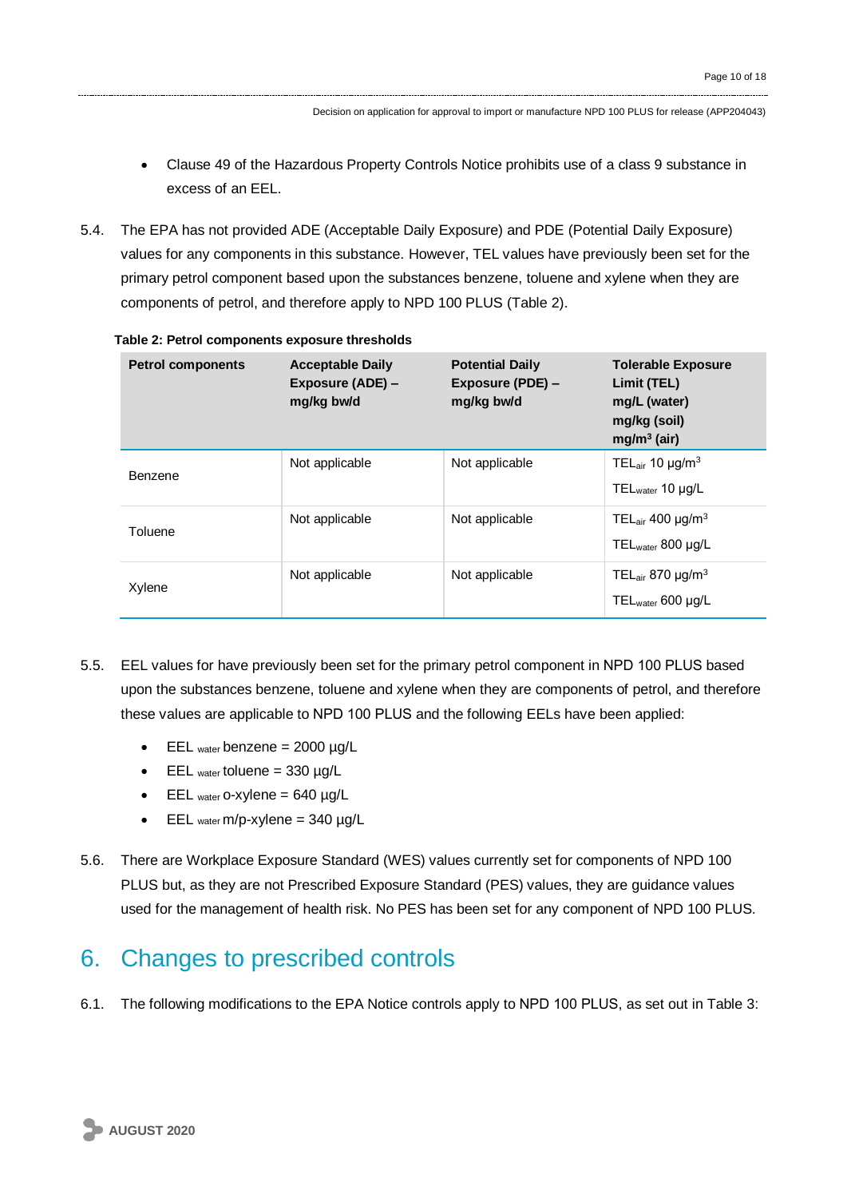- Clause 49 of the Hazardous Property Controls Notice prohibits use of a class 9 substance in excess of an EEL.

5.4. The EPA has not provided ADE (Acceptable Daily Exposure) and PDE (Potential Daily Exposure) values for any components in this substance. However, TEL values have previously been set for the primary petrol component based upon the substances benzene, toluene and xylene when they are components of petrol, and therefore apply to NPD 100 PLUS (Table 2).

**Table 2: Petrol components exposure thresholds**

| Petrol components | Acceptable Daily Exposure (ADE) – mg/kg bw/d | Potential Daily Exposure (PDE) – mg/kg bw/d | Tolerable Exposure Limit (TEL) mg/L (water) mg/kg (soil) mg/m³ (air) |
|---|---|---|---|
| Benzene | Not applicable | Not applicable | $TEL_{air}$ 10 µg/m³<br>$TEL_{water}$ 10 µg/L |
| Toluene | Not applicable | Not applicable | $TEL_{air}$ 400 µg/m³<br>$TEL_{water}$ 800 µg/L |
| Xylene | Not applicable | Not applicable | $TEL_{air}$ 870 µg/m³<br>$TEL_{water}$ 600 µg/L |

5.5. EEL values for have previously been set for the primary petrol component in NPD 100 PLUS based upon the substances benzene, toluene and xylene when they are components of petrol, and therefore these values are applicable to NPD 100 PLUS and the following EELs have been applied:

- $EEL_{water}$ benzene = 2000 µg/L
- $EEL_{water}$ toluene = 330 µg/L
- $EEL_{water}$ o-xylene = 640 µg/L
- $EEL_{water}$ m/p-xylene = 340 µg/L

5.6. There are Workplace Exposure Standard (WES) values currently set for components of NPD 100 PLUS but, as they are not Prescribed Exposure Standard (PES) values, they are guidance values used for the management of health risk. No PES has been set for any component of NPD 100 PLUS.

# 6. Changes to prescribed controls

6.1. The following modifications to the EPA Notice controls apply to NPD 100 PLUS, as set out in Table 3: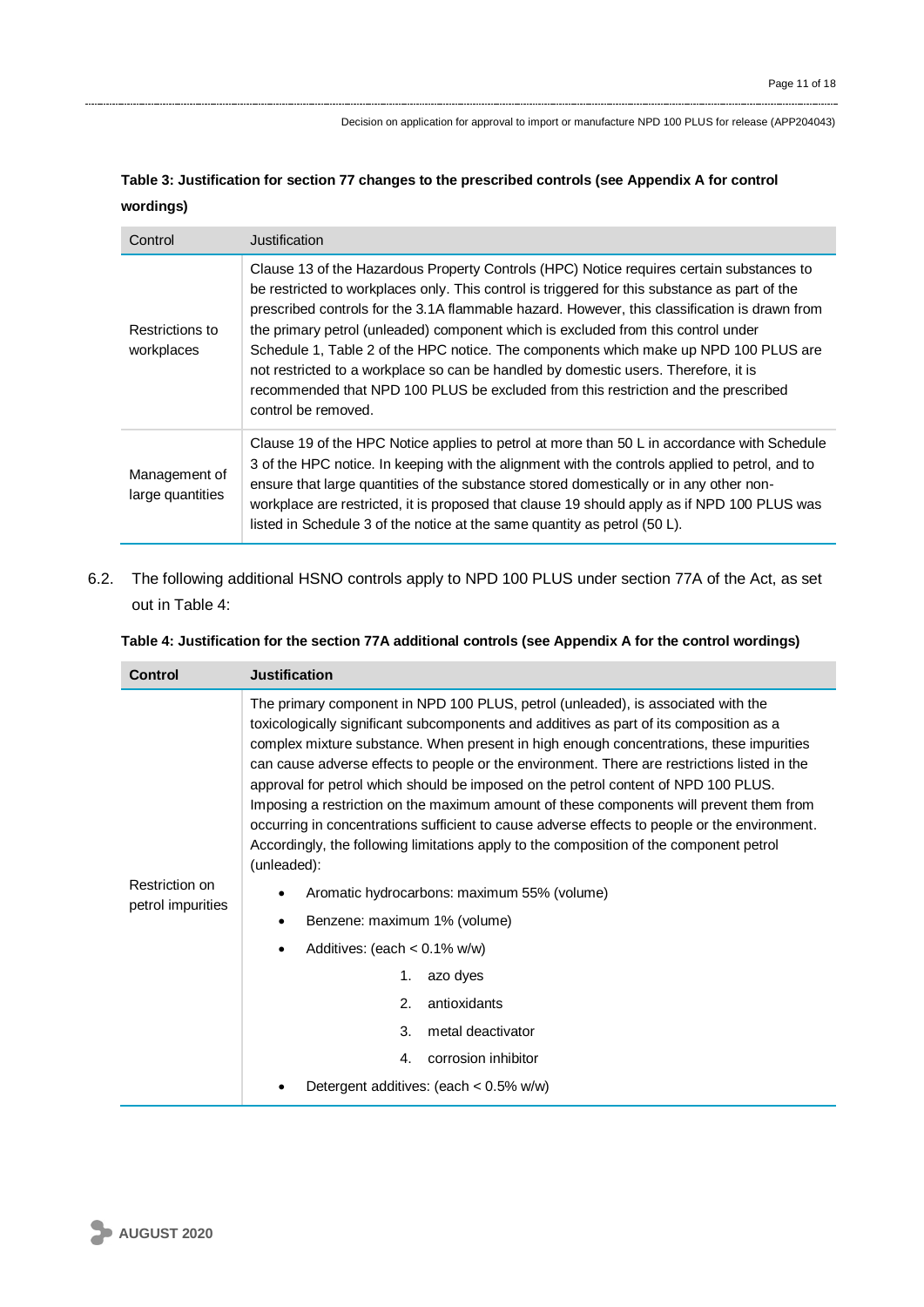**Table 3: Justification for section 77 changes to the prescribed controls (see Appendix A for control wordings)**

| Control | Justification |
|---|---|
| Restrictions to workplaces | Clause 13 of the Hazardous Property Controls (HPC) Notice requires certain substances to be restricted to workplaces only. This control is triggered for this substance as part of the prescribed controls for the 3.1A flammable hazard. However, this classification is drawn from the primary petrol (unleaded) component which is excluded from this control under Schedule 1, Table 2 of the HPC notice. The components which make up NPD 100 PLUS are not restricted to a workplace so can be handled by domestic users. Therefore, it is recommended that NPD 100 PLUS be excluded from this restriction and the prescribed control be removed. |
| Management of large quantities | Clause 19 of the HPC Notice applies to petrol at more than 50 L in accordance with Schedule 3 of the HPC notice. In keeping with the alignment with the controls applied to petrol, and to ensure that large quantities of the substance stored domestically or in any other non-workplace are restricted, it is proposed that clause 19 should apply as if NPD 100 PLUS was listed in Schedule 3 of the notice at the same quantity as petrol (50 L). |

6.2. The following additional HSNO controls apply to NPD 100 PLUS under section 77A of the Act, as set out in Table 4:

**Table 4: Justification for the section 77A additional controls (see Appendix A for the control wordings)**

| Control | Justification |
|---|---|
| Restriction on petrol impurities | The primary component in NPD 100 PLUS, petrol (unleaded), is associated with the toxicologically significant subcomponents and additives as part of its composition as a complex mixture substance. When present in high enough concentrations, these impurities can cause adverse effects to people or the environment. There are restrictions listed in the approval for petrol which should be imposed on the petrol content of NPD 100 PLUS. Imposing a restriction on the maximum amount of these components will prevent them from occurring in concentrations sufficient to cause adverse effects to people or the environment. Accordingly, the following limitations apply to the composition of the component petrol (unleaded):<br>• Aromatic hydrocarbons: maximum 55% (volume)<br>• Benzene: maximum 1% (volume)<br>• Additives: (each < 0.1% w/w)<br>1. azo dyes<br>2. antioxidants<br>3. metal deactivator<br>4. corrosion inhibitor<br>• Detergent additives: (each < 0.5% w/w) |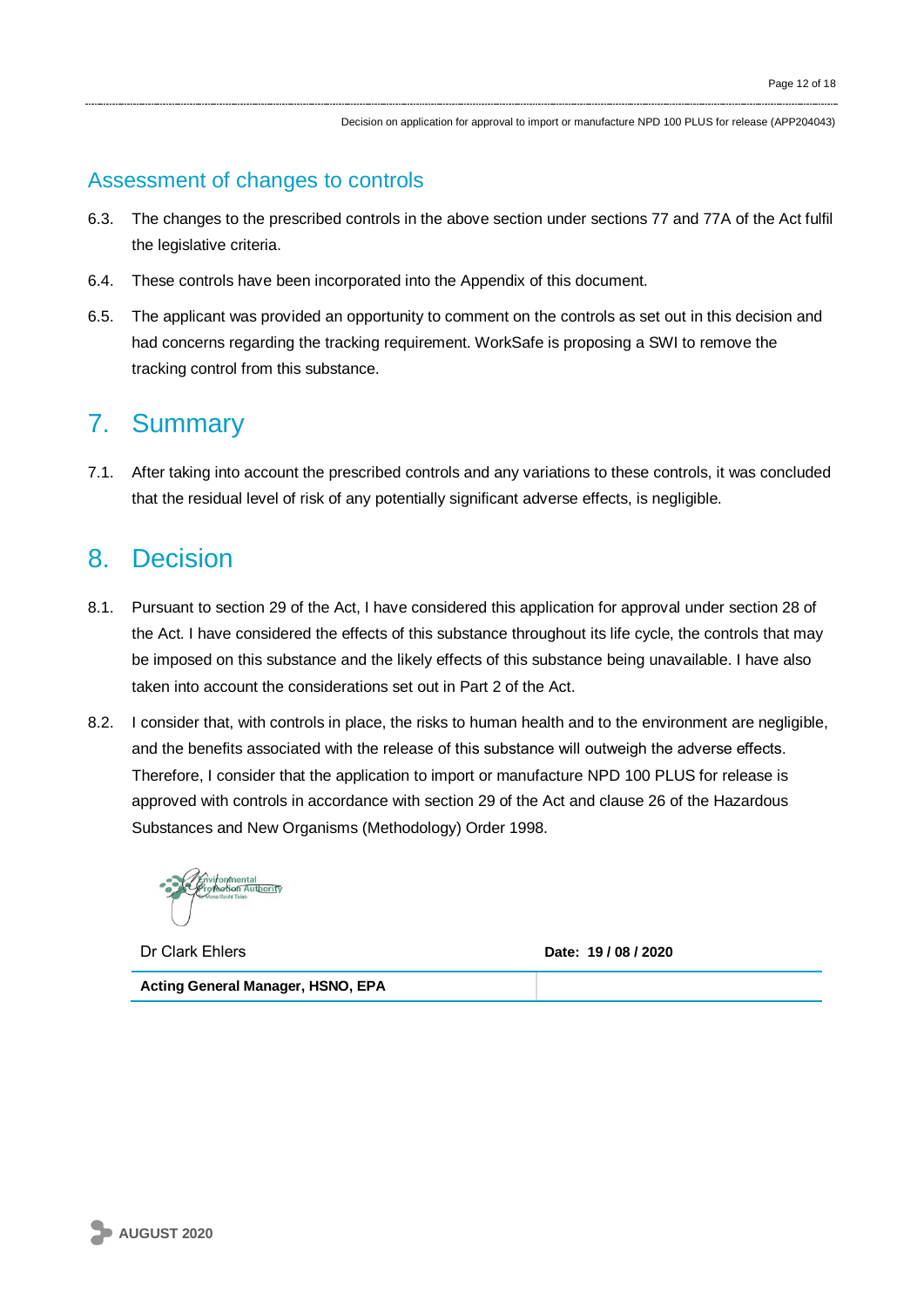## Assessment of changes to controls

6.3. The changes to the prescribed controls in the above section under sections 77 and 77A of the Act fulfil the legislative criteria.

6.4. These controls have been incorporated into the Appendix of this document.

6.5. The applicant was provided an opportunity to comment on the controls as set out in this decision and had concerns regarding the tracking requirement. WorkSafe is proposing a SWI to remove the tracking control from this substance.

# 7. Summary

7.1. After taking into account the prescribed controls and any variations to these controls, it was concluded that the residual level of risk of any potentially significant adverse effects, is negligible.

# 8. Decision

8.1. Pursuant to section 29 of the Act, I have considered this application for approval under section 28 of the Act. I have considered the effects of this substance throughout its life cycle, the controls that may be imposed on this substance and the likely effects of this substance being unavailable. I have also taken into account the considerations set out in Part 2 of the Act.

8.2. I consider that, with controls in place, the risks to human health and to the environment are negligible, and the benefits associated with the release of this substance will outweigh the adverse effects. Therefore, I consider that the application to import or manufacture NPD 100 PLUS for release is approved with controls in accordance with section 29 of the Act and clause 26 of the Hazardous Substances and New Organisms (Methodology) Order 1998.

| Dr Clark Ehlers | **Date: 19 / 08 / 2020** |
|---|---|
| **Acting General Manager, HSNO, EPA** | |

**AUGUST 2020**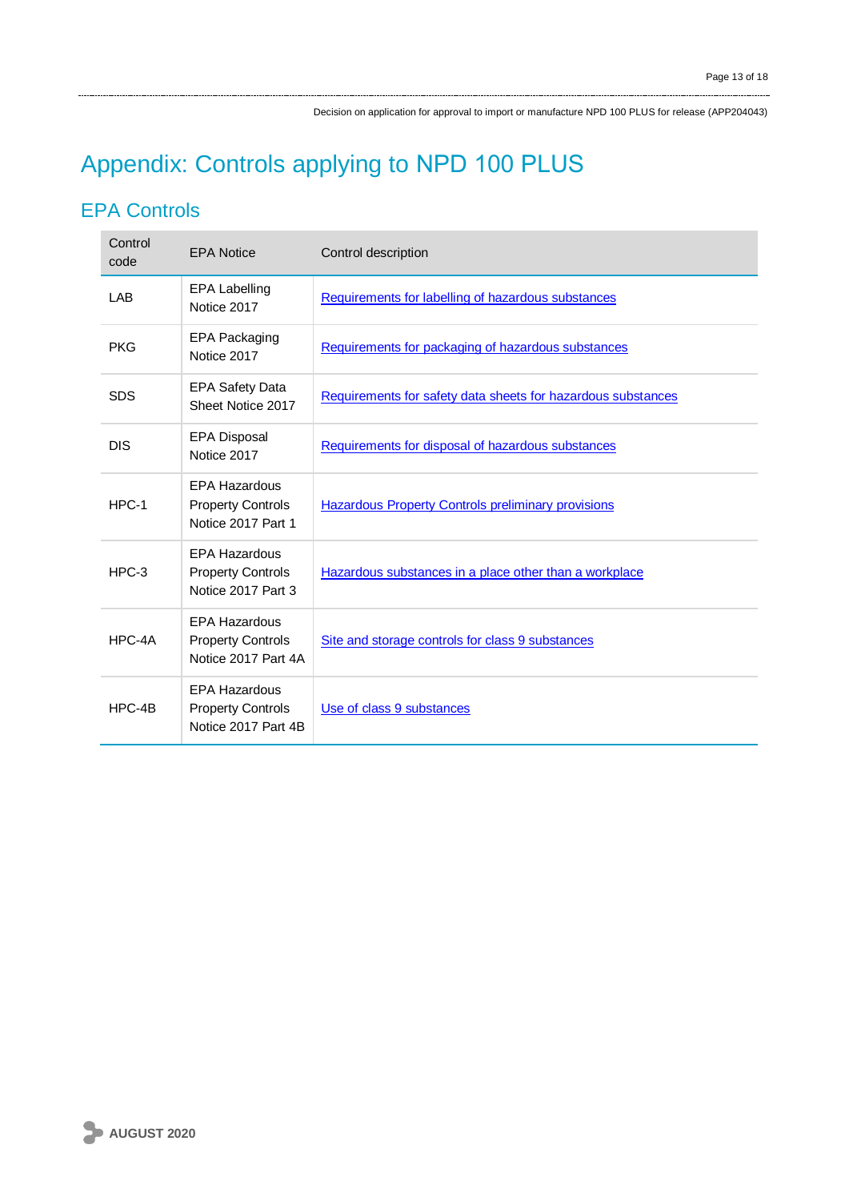# Appendix: Controls applying to NPD 100 PLUS

## EPA Controls

| Control code | EPA Notice | Control description |
|---|---|---|
| LAB | EPA Labelling Notice 2017 | Requirements for labelling of hazardous substances |
| PKG | EPA Packaging Notice 2017 | Requirements for packaging of hazardous substances |
| SDS | EPA Safety Data Sheet Notice 2017 | Requirements for safety data sheets for hazardous substances |
| DIS | EPA Disposal Notice 2017 | Requirements for disposal of hazardous substances |
| HPC-1 | EPA Hazardous Property Controls Notice 2017 Part 1 | Hazardous Property Controls preliminary provisions |
| HPC-3 | EPA Hazardous Property Controls Notice 2017 Part 3 | Hazardous substances in a place other than a workplace |
| HPC-4A | EPA Hazardous Property Controls Notice 2017 Part 4A | Site and storage controls for class 9 substances |
| HPC-4B | EPA Hazardous Property Controls Notice 2017 Part 4B | Use of class 9 substances |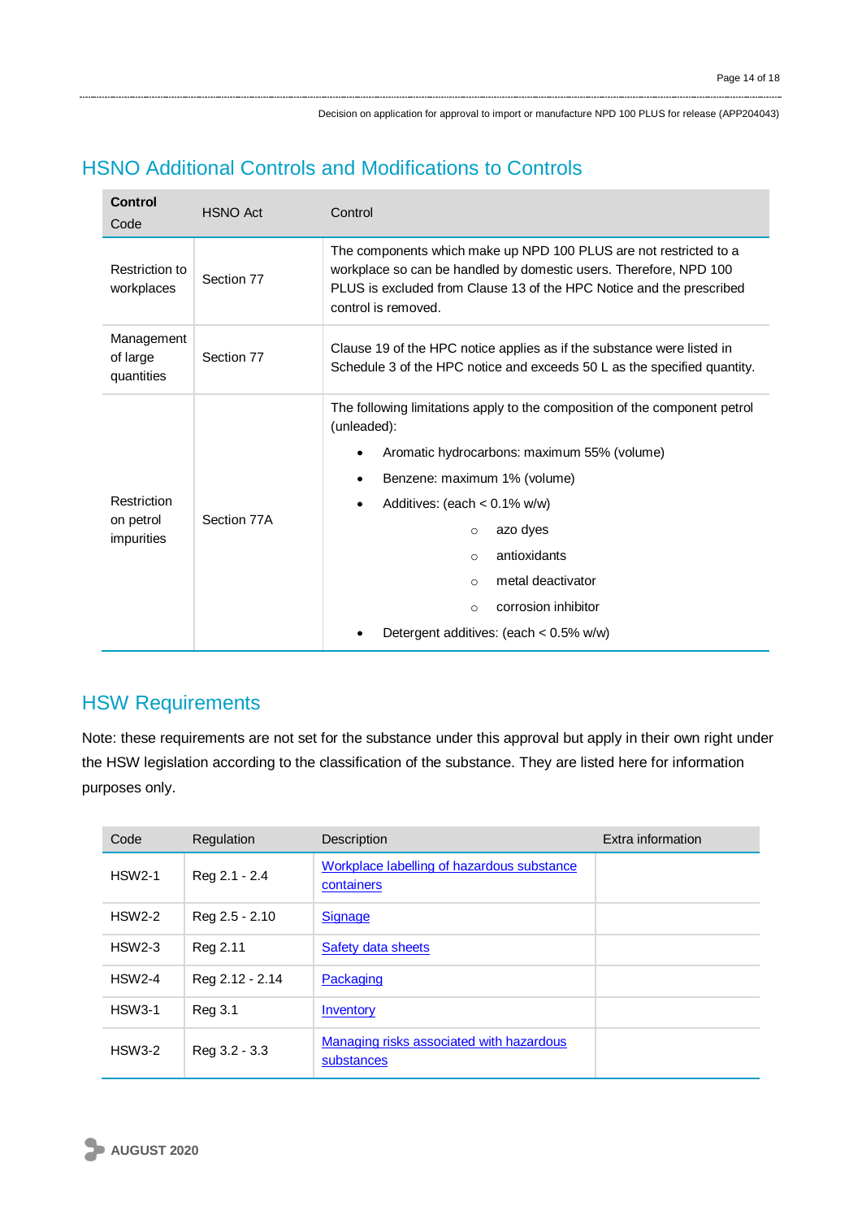## HSNO Additional Controls and Modifications to Controls

| **Control** Code | HSNO Act | Control |
|---|---|---|
| Restriction to workplaces | Section 77 | The components which make up NPD 100 PLUS are not restricted to a workplace so can be handled by domestic users. Therefore, NPD 100 PLUS is excluded from Clause 13 of the HPC Notice and the prescribed control is removed. |
| Management of large quantities | Section 77 | Clause 19 of the HPC notice applies as if the substance were listed in Schedule 3 of the HPC notice and exceeds 50 L as the specified quantity. |
| Restriction on petrol impurities | Section 77A | The following limitations apply to the composition of the component petrol (unleaded):<br>• Aromatic hydrocarbons: maximum 55% (volume)<br>• Benzene: maximum 1% (volume)<br>• Additives: (each < 0.1% w/w)<br>  ○ azo dyes<br>  ○ antioxidants<br>  ○ metal deactivator<br>  ○ corrosion inhibitor<br>• Detergent additives: (each < 0.5% w/w) |

## HSW Requirements

Note: these requirements are not set for the substance under this approval but apply in their own right under the HSW legislation according to the classification of the substance. They are listed here for information purposes only.

| Code | Regulation | Description | Extra information |
|---|---|---|---|
| HSW2-1 | Reg 2.1 - 2.4 | Workplace labelling of hazardous substance containers | |
| HSW2-2 | Reg 2.5 - 2.10 | Signage | |
| HSW2-3 | Reg 2.11 | Safety data sheets | |
| HSW2-4 | Reg 2.12 - 2.14 | Packaging | |
| HSW3-1 | Reg 3.1 | Inventory | |
| HSW3-2 | Reg 3.2 - 3.3 | Managing risks associated with hazardous substances | |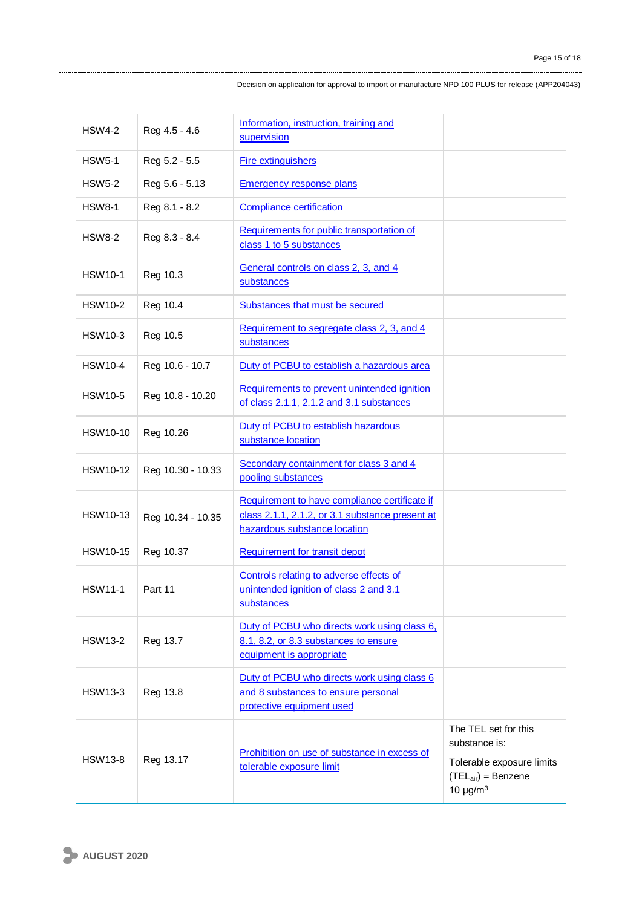| | | | |
|---|---|---|---|
| HSW4-2 | Reg 4.5 - 4.6 | Information, instruction, training and supervision | |
| HSW5-1 | Reg 5.2 - 5.5 | Fire extinguishers | |
| HSW5-2 | Reg 5.6 - 5.13 | Emergency response plans | |
| HSW8-1 | Reg 8.1 - 8.2 | Compliance certification | |
| HSW8-2 | Reg 8.3 - 8.4 | Requirements for public transportation of class 1 to 5 substances | |
| HSW10-1 | Reg 10.3 | General controls on class 2, 3, and 4 substances | |
| HSW10-2 | Reg 10.4 | Substances that must be secured | |
| HSW10-3 | Reg 10.5 | Requirement to segregate class 2, 3, and 4 substances | |
| HSW10-4 | Reg 10.6 - 10.7 | Duty of PCBU to establish a hazardous area | |
| HSW10-5 | Reg 10.8 - 10.20 | Requirements to prevent unintended ignition of class 2.1.1, 2.1.2 and 3.1 substances | |
| HSW10-10 | Reg 10.26 | Duty of PCBU to establish hazardous substance location | |
| HSW10-12 | Reg 10.30 - 10.33 | Secondary containment for class 3 and 4 pooling substances | |
| HSW10-13 | Reg 10.34 - 10.35 | Requirement to have compliance certificate if class 2.1.1, 2.1.2, or 3.1 substance present at hazardous substance location | |
| HSW10-15 | Reg 10.37 | Requirement for transit depot | |
| HSW11-1 | Part 11 | Controls relating to adverse effects of unintended ignition of class 2 and 3.1 substances | |
| HSW13-2 | Reg 13.7 | Duty of PCBU who directs work using class 6, 8.1, 8.2, or 8.3 substances to ensure equipment is appropriate | |
| HSW13-3 | Reg 13.8 | Duty of PCBU who directs work using class 6 and 8 substances to ensure personal protective equipment used | |
| HSW13-8 | Reg 13.17 | Prohibition on use of substance in excess of tolerable exposure limit | The TEL set for this substance is: Tolerable exposure limits ($TEL_{air}$) = Benzene 10 µg/m$^3$ |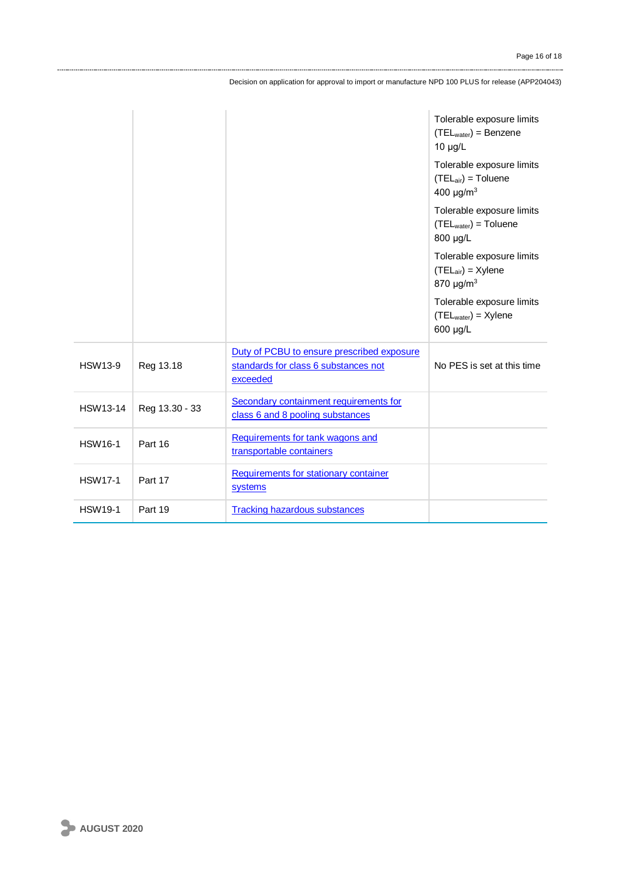| | | | |
|---|---|---|---|
| | | | Tolerable exposure limits ($TEL_{water}$) = Benzene 10 µg/L<br><br>Tolerable exposure limits ($TEL_{air}$) = Toluene 400 µg/m$^3$<br><br>Tolerable exposure limits ($TEL_{water}$) = Toluene 800 µg/L<br><br>Tolerable exposure limits ($TEL_{air}$) = Xylene 870 µg/m$^3$<br><br>Tolerable exposure limits ($TEL_{water}$) = Xylene 600 µg/L |
| HSW13-9 | Reg 13.18 | Duty of PCBU to ensure prescribed exposure standards for class 6 substances not exceeded | No PES is set at this time |
| HSW13-14 | Reg 13.30 - 33 | Secondary containment requirements for class 6 and 8 pooling substances | |
| HSW16-1 | Part 16 | Requirements for tank wagons and transportable containers | |
| HSW17-1 | Part 17 | Requirements for stationary container systems | |
| HSW19-1 | Part 19 | Tracking hazardous substances | |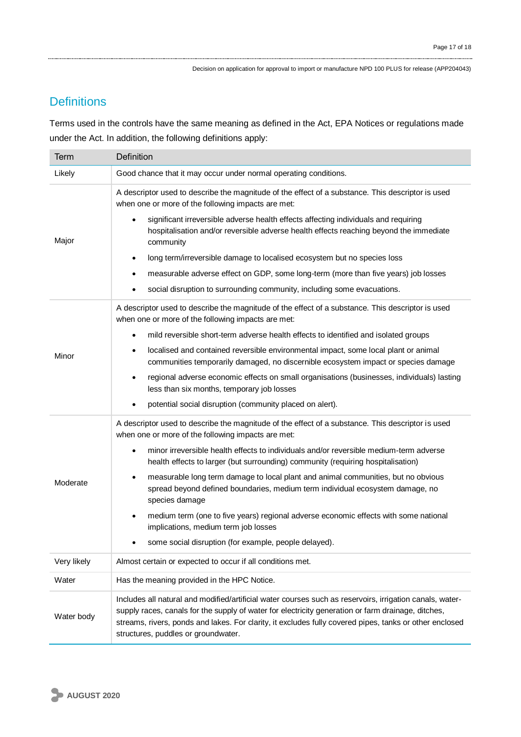## Definitions

Terms used in the controls have the same meaning as defined in the Act, EPA Notices or regulations made under the Act. In addition, the following definitions apply:

| Term | Definition |
| --- | --- |
| Likely | Good chance that it may occur under normal operating conditions. |
| Major | A descriptor used to describe the magnitude of the effect of a substance. This descriptor is used when one or more of the following impacts are met:<br>• significant irreversible adverse health effects affecting individuals and requiring hospitalisation and/or reversible adverse health effects reaching beyond the immediate community<br>• long term/irreversible damage to localised ecosystem but no species loss<br>• measurable adverse effect on GDP, some long-term (more than five years) job losses<br>• social disruption to surrounding community, including some evacuations. |
| Minor | A descriptor used to describe the magnitude of the effect of a substance. This descriptor is used when one or more of the following impacts are met:<br>• mild reversible short-term adverse health effects to identified and isolated groups<br>• localised and contained reversible environmental impact, some local plant or animal communities temporarily damaged, no discernible ecosystem impact or species damage<br>• regional adverse economic effects on small organisations (businesses, individuals) lasting less than six months, temporary job losses<br>• potential social disruption (community placed on alert). |
| Moderate | A descriptor used to describe the magnitude of the effect of a substance. This descriptor is used when one or more of the following impacts are met:<br>• minor irreversible health effects to individuals and/or reversible medium-term adverse health effects to larger (but surrounding) community (requiring hospitalisation)<br>• measurable long term damage to local plant and animal communities, but no obvious spread beyond defined boundaries, medium term individual ecosystem damage, no species damage<br>• medium term (one to five years) regional adverse economic effects with some national implications, medium term job losses<br>• some social disruption (for example, people delayed). |
| Very likely | Almost certain or expected to occur if all conditions met. |
| Water | Has the meaning provided in the HPC Notice. |
| Water body | Includes all natural and modified/artificial water courses such as reservoirs, irrigation canals, water-supply races, canals for the supply of water for electricity generation or farm drainage, ditches, streams, rivers, ponds and lakes. For clarity, it excludes fully covered pipes, tanks or other enclosed structures, puddles or groundwater. |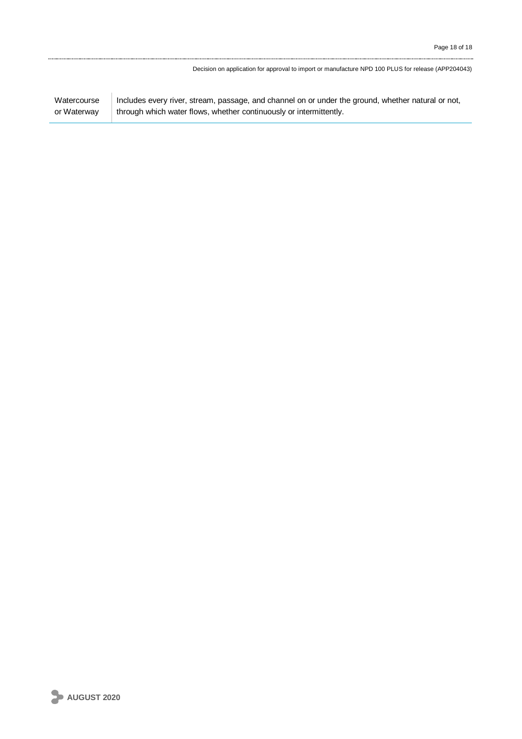| | |
|---|---|
| Watercourse or Waterway | Includes every river, stream, passage, and channel on or under the ground, whether natural or not, through which water flows, whether continuously or intermittently. |